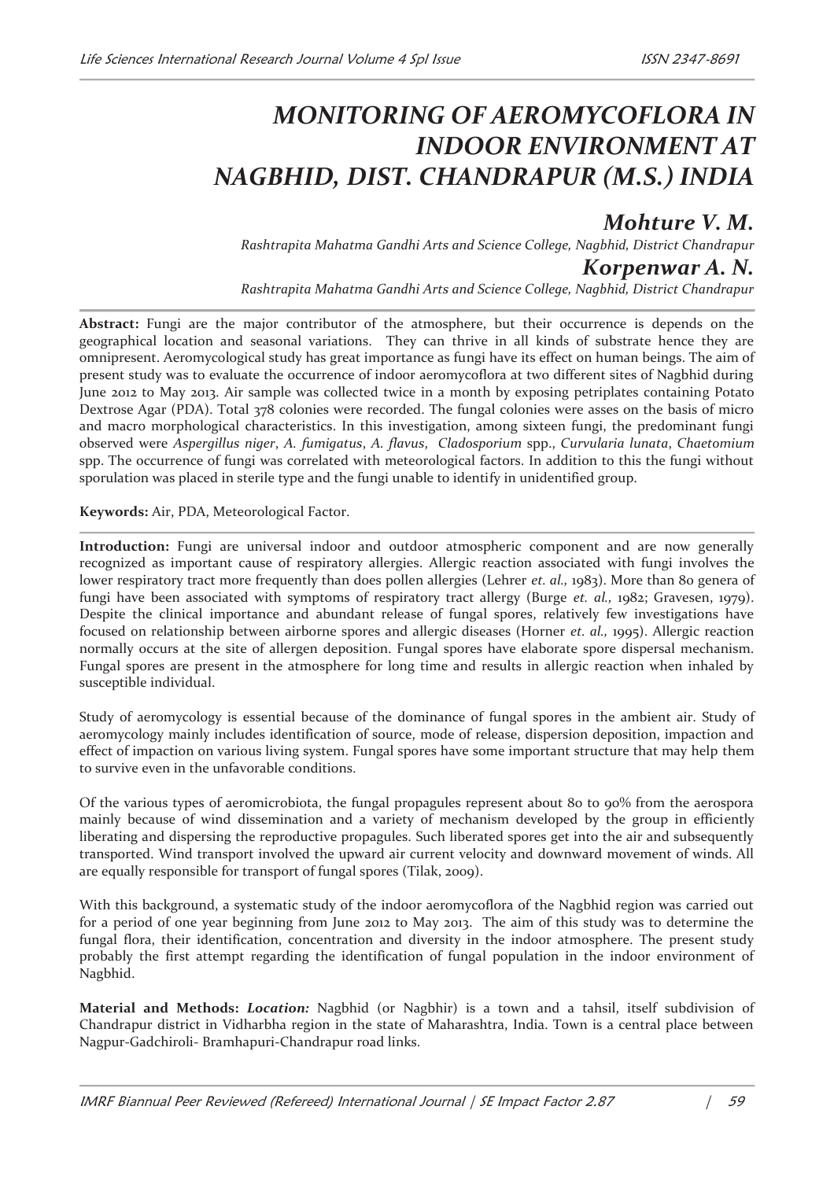# MONITORING OF AEROMYCOFLORA IN INDOOR ENVIRONMENT AT NAGBHID, DIST. CHANDRAPUR (M.S.) INDIA

## Mohture V. M.

*Rashtrapita Mahatma Gandhi Arts and Science College, Nagbhid, District Chandrapur*

## Korpenwar A. N.

*Rashtrapita Mahatma Gandhi Arts and Science College, Nagbhid, District Chandrapur*

**Abstract:** Fungi are the major contributor of the atmosphere, but their occurrence is depends on the geographical location and seasonal variations. They can thrive in all kinds of substrate hence they are omnipresent. Aeromycological study has great importance as fungi have its effect on human beings. The aim of present study was to evaluate the occurrence of indoor aeromycoflora at two different sites of Nagbhid during June 2012 to May 2013. Air sample was collected twice in a month by exposing petriplates containing Potato Dextrose Agar (PDA). Total 378 colonies were recorded. The fungal colonies were asses on the basis of micro and macro morphological characteristics. In this investigation, among sixteen fungi, the predominant fungi observed were *Aspergillus niger*, *A. fumigatus*, *A. flavus*, *Cladosporium* spp., *Curvularia lunata*, *Chaetomium* spp. The occurrence of fungi was correlated with meteorological factors. In addition to this the fungi without sporulation was placed in sterile type and the fungi unable to identify in unidentified group.

**Keywords:** Air, PDA, Meteorological Factor.

**Introduction:** Fungi are universal indoor and outdoor atmospheric component and are now generally recognized as important cause of respiratory allergies. Allergic reaction associated with fungi involves the lower respiratory tract more frequently than does pollen allergies (Lehrer *et. al.,* 1983). More than 80 genera of fungi have been associated with symptoms of respiratory tract allergy (Burge *et. al.,* 1982; Gravesen, 1979). Despite the clinical importance and abundant release of fungal spores, relatively few investigations have focused on relationship between airborne spores and allergic diseases (Horner *et. al.,* 1995). Allergic reaction normally occurs at the site of allergen deposition. Fungal spores have elaborate spore dispersal mechanism. Fungal spores are present in the atmosphere for long time and results in allergic reaction when inhaled by susceptible individual.

Study of aeromycology is essential because of the dominance of fungal spores in the ambient air. Study of aeromycology mainly includes identification of source, mode of release, dispersion deposition, impaction and effect of impaction on various living system. Fungal spores have some important structure that may help them to survive even in the unfavorable conditions.

Of the various types of aeromicrobiota, the fungal propagules represent about 80 to 90% from the aerospora mainly because of wind dissemination and a variety of mechanism developed by the group in efficiently liberating and dispersing the reproductive propagules. Such liberated spores get into the air and subsequently transported. Wind transport involved the upward air current velocity and downward movement of winds. All are equally responsible for transport of fungal spores (Tilak, 2009).

With this background, a systematic study of the indoor aeromycoflora of the Nagbhid region was carried out for a period of one year beginning from June 2012 to May 2013. The aim of this study was to determine the fungal flora, their identification, concentration and diversity in the indoor atmosphere. The present study probably the first attempt regarding the identification of fungal population in the indoor environment of Nagbhid.

**Material and Methods:** ***Location:*** Nagbhid (or Nagbhir) is a town and a tahsil, itself subdivision of Chandrapur district in Vidharbha region in the state of Maharashtra, India. Town is a central place between Nagpur-Gadchiroli- Bramhapuri-Chandrapur road links.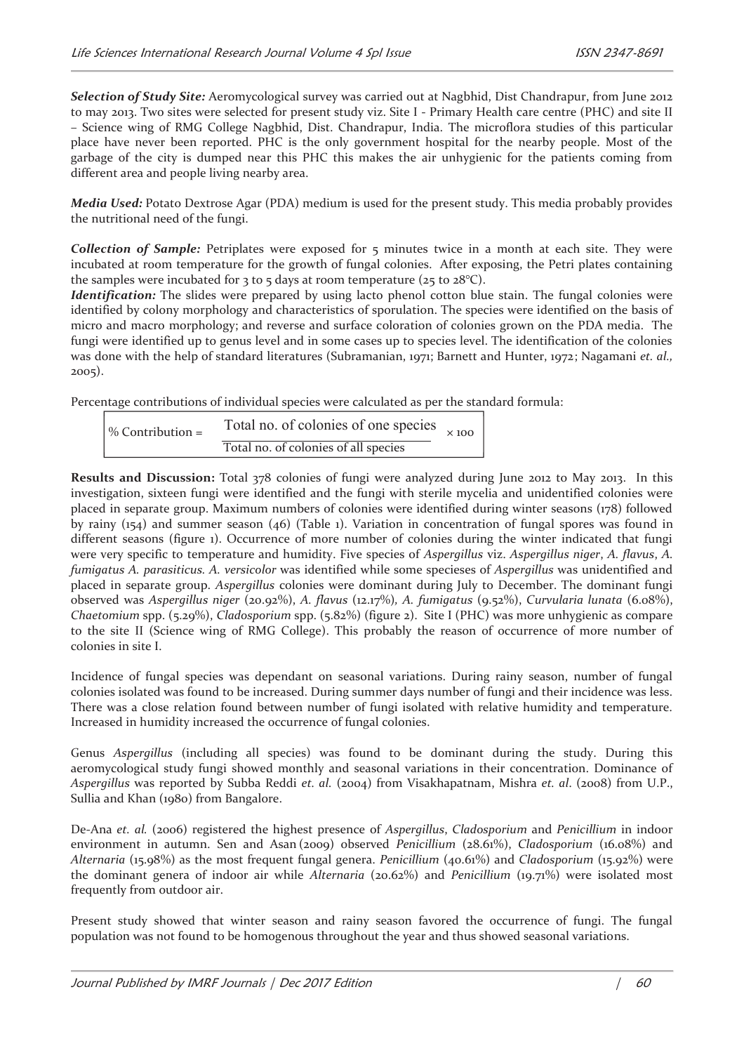***Selection of Study Site:*** Aeromycological survey was carried out at Nagbhid, Dist Chandrapur, from June 2012 to may 2013. Two sites were selected for present study viz. Site I - Primary Health care centre (PHC) and site II – Science wing of RMG College Nagbhid, Dist. Chandrapur, India. The microflora studies of this particular place have never been reported. PHC is the only government hospital for the nearby people. Most of the garbage of the city is dumped near this PHC this makes the air unhygienic for the patients coming from different area and people living nearby area.

***Media Used:*** Potato Dextrose Agar (PDA) medium is used for the present study. This media probably provides the nutritional need of the fungi.

***Collection of Sample:*** Petriplates were exposed for 5 minutes twice in a month at each site. They were incubated at room temperature for the growth of fungal colonies. After exposing, the Petri plates containing the samples were incubated for 3 to 5 days at room temperature (25 to 28°C).

***Identification:*** The slides were prepared by using lacto phenol cotton blue stain. The fungal colonies were identified by colony morphology and characteristics of sporulation. The species were identified on the basis of micro and macro morphology; and reverse and surface coloration of colonies grown on the PDA media. The fungi were identified up to genus level and in some cases up to species level. The identification of the colonies was done with the help of standard literatures (Subramanian, 1971; Barnett and Hunter, 1972; Nagamani *et. al.,* 2005).

Percentage contributions of individual species were calculated as per the standard formula:

$$\% \text{ Contribution} = \frac{\text{Total no. of colonies of one species}}{\text{Total no. of colonies of all species}} \times 100$$

**Results and Discussion:** Total 378 colonies of fungi were analyzed during June 2012 to May 2013. In this investigation, sixteen fungi were identified and the fungi with sterile mycelia and unidentified colonies were placed in separate group. Maximum numbers of colonies were identified during winter seasons (178) followed by rainy (154) and summer season (46) (Table 1). Variation in concentration of fungal spores was found in different seasons (figure 1). Occurrence of more number of colonies during the winter indicated that fungi were very specific to temperature and humidity. Five species of *Aspergillus* viz. *Aspergillus niger*, *A. flavus, A. fumigatus A. parasiticus. A. versicolor* was identified while some specieses of *Aspergillus* was unidentified and placed in separate group. *Aspergillus* colonies were dominant during July to December. The dominant fungi observed was *Aspergillus niger* (20.92%), *A. flavus* (12.17%), *A. fumigatus* (9.52%), *Curvularia lunata* (6.08%), *Chaetomium* spp. (5.29%), *Cladosporium* spp. (5.82%) (figure 2). Site I (PHC) was more unhygienic as compare to the site II (Science wing of RMG College). This probably the reason of occurrence of more number of colonies in site I.

Incidence of fungal species was dependant on seasonal variations. During rainy season, number of fungal colonies isolated was found to be increased. During summer days number of fungi and their incidence was less. There was a close relation found between number of fungi isolated with relative humidity and temperature. Increased in humidity increased the occurrence of fungal colonies.

Genus *Aspergillus* (including all species) was found to be dominant during the study. During this aeromycological study fungi showed monthly and seasonal variations in their concentration. Dominance of *Aspergillus* was reported by Subba Reddi *et. al.* (2004) from Visakhapatnam, Mishra *et. al*. (2008) from U.P., Sullia and Khan (1980) from Bangalore.

De-Ana *et. al.* (2006) registered the highest presence of *Aspergillus*, *Cladosporium* and *Penicillium* in indoor environment in autumn. Sen and Asan (2009) observed *Penicillium* (28.61%), *Cladosporium* (16.08%) and *Alternaria* (15.98%) as the most frequent fungal genera. *Penicillium* (40.61%) and *Cladosporium* (15.92%) were the dominant genera of indoor air while *Alternaria* (20.62%) and *Penicillium* (19.71%) were isolated most frequently from outdoor air.

Present study showed that winter season and rainy season favored the occurrence of fungi. The fungal population was not found to be homogenous throughout the year and thus showed seasonal variations.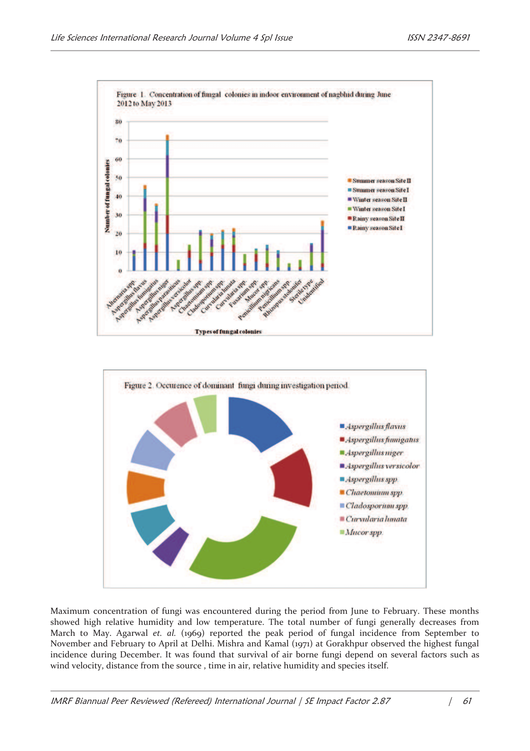Figure 1. Concentration of fungal colonies in indoor environment of nagbhid during June 2012 to May 2013

Figure 2. Occurence of dominant fungi during investigation period

Maximum concentration of fungi was encountered during the period from June to February. These months showed high relative humidity and low temperature. The total number of fungi generally decreases from March to May. Agarwal *et. al.* (1969) reported the peak period of fungal incidence from September to November and February to April at Delhi. Mishra and Kamal (1971) at Gorakhpur observed the highest fungal incidence during December. It was found that survival of air borne fungi depend on several factors such as wind velocity, distance from the source , time in air, relative humidity and species itself.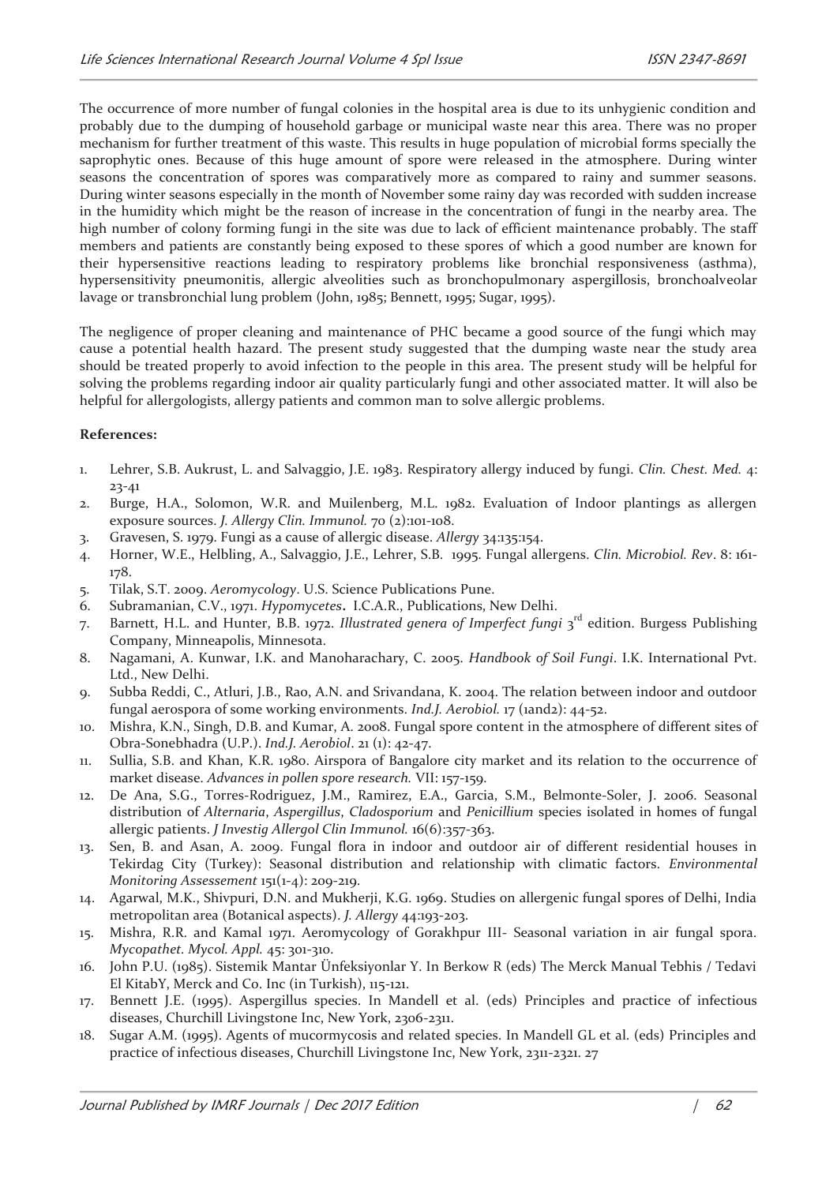The occurrence of more number of fungal colonies in the hospital area is due to its unhygienic condition and probably due to the dumping of household garbage or municipal waste near this area. There was no proper mechanism for further treatment of this waste. This results in huge population of microbial forms specially the saprophytic ones. Because of this huge amount of spore were released in the atmosphere. During winter seasons the concentration of spores was comparatively more as compared to rainy and summer seasons. During winter seasons especially in the month of November some rainy day was recorded with sudden increase in the humidity which might be the reason of increase in the concentration of fungi in the nearby area. The high number of colony forming fungi in the site was due to lack of efficient maintenance probably. The staff members and patients are constantly being exposed to these spores of which a good number are known for their hypersensitive reactions leading to respiratory problems like bronchial responsiveness (asthma), hypersensitivity pneumonitis, allergic alveolities such as bronchopulmonary aspergillosis, bronchoalveolar lavage or transbronchial lung problem (John, 1985; Bennett, 1995; Sugar, 1995).

The negligence of proper cleaning and maintenance of PHC became a good source of the fungi which may cause a potential health hazard. The present study suggested that the dumping waste near the study area should be treated properly to avoid infection to the people in this area. The present study will be helpful for solving the problems regarding indoor air quality particularly fungi and other associated matter. It will also be helpful for allergologists, allergy patients and common man to solve allergic problems.

**References:**

1. Lehrer, S.B. Aukrust, L. and Salvaggio, J.E. 1983. Respiratory allergy induced by fungi. *Clin. Chest. Med.* 4: 23-41
2. Burge, H.A., Solomon, W.R. and Muilenberg, M.L. 1982. Evaluation of Indoor plantings as allergen exposure sources. *J. Allergy Clin. Immunol.* 70 (2):101-108.
3. Gravesen, S. 1979. Fungi as a cause of allergic disease. *Allergy* 34:135:154.
4. Horner, W.E., Helbling, A., Salvaggio, J.E., Lehrer, S.B. 1995. Fungal allergens. *Clin. Microbiol. Rev*. 8: 161-178.
5. Tilak, S.T. 2009. *Aeromycology*. U.S. Science Publications Pune.
6. Subramanian, C.V., 1971. *Hypomycetes***.** I.C.A.R., Publications, New Delhi.
7. Barnett, H.L. and Hunter, B.B. 1972. *Illustrated genera of Imperfect fungi* 3rd edition. Burgess Publishing Company, Minneapolis, Minnesota.
8. Nagamani, A. Kunwar, I.K. and Manoharachary, C. 2005. *Handbook of Soil Fungi*. I.K. International Pvt. Ltd., New Delhi.
9. Subba Reddi, C., Atluri, J.B., Rao, A.N. and Srivandana, K. 2004. The relation between indoor and outdoor fungal aerospora of some working environments. *Ind.J. Aerobiol.* 17 (1and2): 44-52.
10. Mishra, K.N., Singh, D.B. and Kumar, A. 2008. Fungal spore content in the atmosphere of different sites of Obra-Sonebhadra (U.P.). *Ind.J. Aerobiol*. 21 (1): 42-47.
11. Sullia, S.B. and Khan, K.R. 1980. Airspora of Bangalore city market and its relation to the occurrence of market disease. *Advances in pollen spore research.* VII: 157-159.
12. De Ana, S.G., Torres-Rodriguez, J.M., Ramirez, E.A., Garcia, S.M., Belmonte-Soler, J. 2006. Seasonal distribution of *Alternaria*, *Aspergillus*, *Cladosporium* and *Penicillium* species isolated in homes of fungal allergic patients. *J Investig Allergol Clin Immunol.* 16(6):357-363.
13. Sen, B. and Asan, A. 2009. Fungal flora in indoor and outdoor air of different residential houses in Tekirdag City (Turkey): Seasonal distribution and relationship with climatic factors. *Environmental Monitoring Assessement* 151(1-4): 209-219.
14. Agarwal, M.K., Shivpuri, D.N. and Mukherji, K.G. 1969. Studies on allergenic fungal spores of Delhi, India metropolitan area (Botanical aspects). *J. Allergy* 44:193-203.
15. Mishra, R.R. and Kamal 1971. Aeromycology of Gorakhpur III- Seasonal variation in air fungal spora. *Mycopathet. Mycol. Appl.* 45: 301-310.
16. John P.U. (1985). Sistemik Mantar Ünfeksiyonlar Y. In Berkow R (eds) The Merck Manual Tebhis / Tedavi El KitabY, Merck and Co. Inc (in Turkish), 115-121.
17. Bennett J.E. (1995). Aspergillus species. In Mandell et al. (eds) Principles and practice of infectious diseases, Churchill Livingstone Inc, New York, 2306-2311.
18. Sugar A.M. (1995). Agents of mucormycosis and related species. In Mandell GL et al. (eds) Principles and practice of infectious diseases, Churchill Livingstone Inc, New York, 2311-2321. 27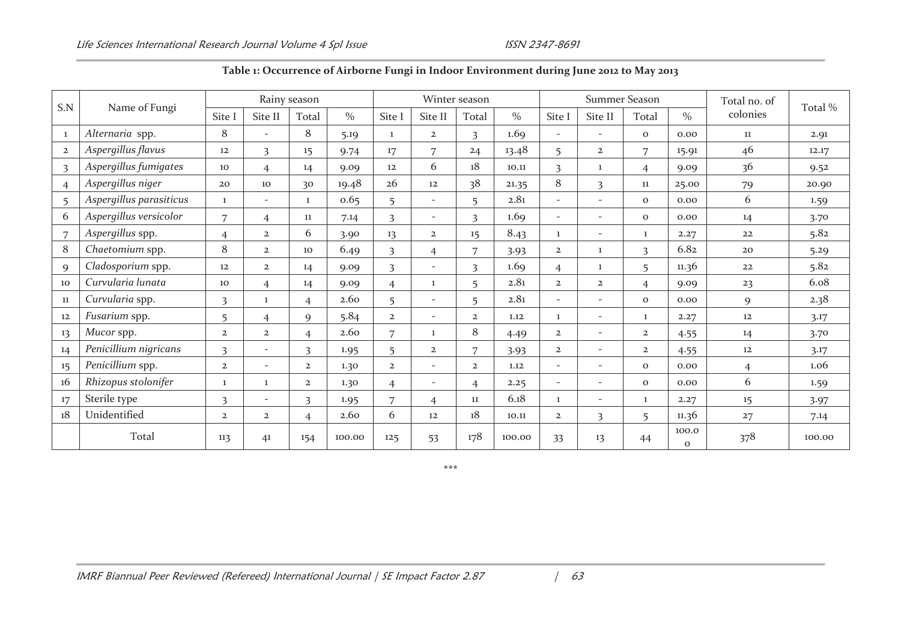**Table 1: Occurrence of Airborne Fungi in Indoor Environment during June 2012 to May 2013**

| S.N | Name of Fungi | Rainy season | | | | Winter season | | | | Summer Season | | | | Total no. of colonies | Total % |
|---|---|---|---|---|---|---|---|---|---|---|---|---|---|---|---|
| | | Site I | Site II | Total | % | Site I | Site II | Total | % | Site I | Site II | Total | % | | |
| 1 | *Alternaria* spp. | 8 | - | 8 | 5.19 | 1 | 2 | 3 | 1.69 | - | - | 0 | 0.00 | 11 | 2.91 |
| 2 | *Aspergillus flavus* | 12 | 3 | 15 | 9.74 | 17 | 7 | 24 | 13.48 | 5 | 2 | 7 | 15.91 | 46 | 12.17 |
| 3 | *Aspergillus fumigates* | 10 | 4 | 14 | 9.09 | 12 | 6 | 18 | 10.11 | 3 | 1 | 4 | 9.09 | 36 | 9.52 |
| 4 | *Aspergillus niger* | 20 | 10 | 30 | 19.48 | 26 | 12 | 38 | 21.35 | 8 | 3 | 11 | 25.00 | 79 | 20.90 |
| 5 | *Aspergillus parasiticus* | 1 | - | 1 | 0.65 | 5 | - | 5 | 2.81 | - | - | 0 | 0.00 | 6 | 1.59 |
| 6 | *Aspergillus versicolor* | 7 | 4 | 11 | 7.14 | 3 | - | 3 | 1.69 | - | - | 0 | 0.00 | 14 | 3.70 |
| 7 | *Aspergillus* spp. | 4 | 2 | 6 | 3.90 | 13 | 2 | 15 | 8.43 | 1 | - | 1 | 2.27 | 22 | 5.82 |
| 8 | *Chaetomium* spp. | 8 | 2 | 10 | 6.49 | 3 | 4 | 7 | 3.93 | 2 | 1 | 3 | 6.82 | 20 | 5.29 |
| 9 | *Cladosporium* spp. | 12 | 2 | 14 | 9.09 | 3 | - | 3 | 1.69 | 4 | 1 | 5 | 11.36 | 22 | 5.82 |
| 10 | *Curvularia lunata* | 10 | 4 | 14 | 9.09 | 4 | 1 | 5 | 2.81 | 2 | 2 | 4 | 9.09 | 23 | 6.08 |
| 11 | *Curvularia* spp. | 3 | 1 | 4 | 2.60 | 5 | - | 5 | 2.81 | - | - | 0 | 0.00 | 9 | 2.38 |
| 12 | *Fusarium* spp. | 5 | 4 | 9 | 5.84 | 2 | - | 2 | 1.12 | 1 | - | 1 | 2.27 | 12 | 3.17 |
| 13 | *Mucor* spp. | 2 | 2 | 4 | 2.60 | 7 | 1 | 8 | 4.49 | 2 | - | 2 | 4.55 | 14 | 3.70 |
| 14 | *Penicillium nigricans* | 3 | - | 3 | 1.95 | 5 | 2 | 7 | 3.93 | 2 | - | 2 | 4.55 | 12 | 3.17 |
| 15 | *Penicillium* spp. | 2 | - | 2 | 1.30 | 2 | - | 2 | 1.12 | - | - | 0 | 0.00 | 4 | 1.06 |
| 16 | *Rhizopus stolonifer* | 1 | 1 | 2 | 1.30 | 4 | - | 4 | 2.25 | - | - | 0 | 0.00 | 6 | 1.59 |
| 17 | Sterile type | 3 | - | 3 | 1.95 | 7 | 4 | 11 | 6.18 | 1 | - | 1 | 2.27 | 15 | 3.97 |
| 18 | Unidentified | 2 | 2 | 4 | 2.60 | 6 | 12 | 18 | 10.11 | 2 | 3 | 5 | 11.36 | 27 | 7.14 |
| | Total | 113 | 41 | 154 | 100.00 | 125 | 53 | 178 | 100.00 | 33 | 13 | 44 | 100.0 0 | 378 | 100.00 |

\*\*\*